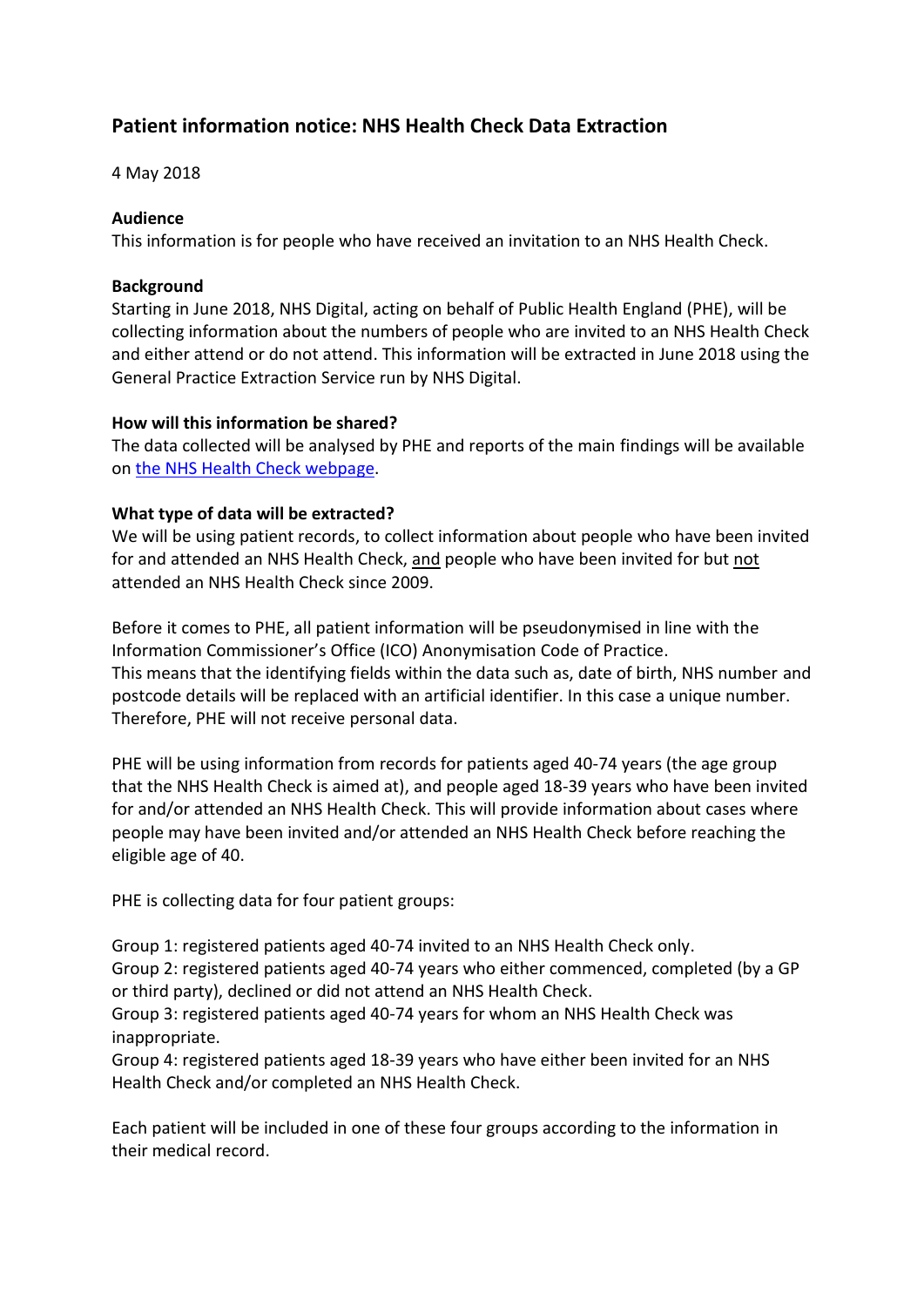# Patient information notice: NHS Health Check Data Extraction

4 May 2018

**Audience**
This information is for people who have received an invitation to an NHS Health Check.

**Background**
Starting in June 2018, NHS Digital, acting on behalf of Public Health England (PHE), will be collecting information about the numbers of people who are invited to an NHS Health Check and either attend or do not attend. This information will be extracted in June 2018 using the General Practice Extraction Service run by NHS Digital.

**How will this information be shared?**
The data collected will be analysed by PHE and reports of the main findings will be available on the NHS Health Check webpage.

**What type of data will be extracted?**
We will be using patient records, to collect information about people who have been invited for and attended an NHS Health Check, <u>and</u> people who have been invited for but <u>not</u> attended an NHS Health Check since 2009.

Before it comes to PHE, all patient information will be pseudonymised in line with the Information Commissioner's Office (ICO) Anonymisation Code of Practice.
This means that the identifying fields within the data such as, date of birth, NHS number and postcode details will be replaced with an artificial identifier. In this case a unique number. Therefore, PHE will not receive personal data.

PHE will be using information from records for patients aged 40-74 years (the age group that the NHS Health Check is aimed at), and people aged 18-39 years who have been invited for and/or attended an NHS Health Check. This will provide information about cases where people may have been invited and/or attended an NHS Health Check before reaching the eligible age of 40.

PHE is collecting data for four patient groups:

Group 1: registered patients aged 40-74 invited to an NHS Health Check only.
Group 2: registered patients aged 40-74 years who either commenced, completed (by a GP or third party), declined or did not attend an NHS Health Check.
Group 3: registered patients aged 40-74 years for whom an NHS Health Check was inappropriate.
Group 4: registered patients aged 18-39 years who have either been invited for an NHS Health Check and/or completed an NHS Health Check.

Each patient will be included in one of these four groups according to the information in their medical record.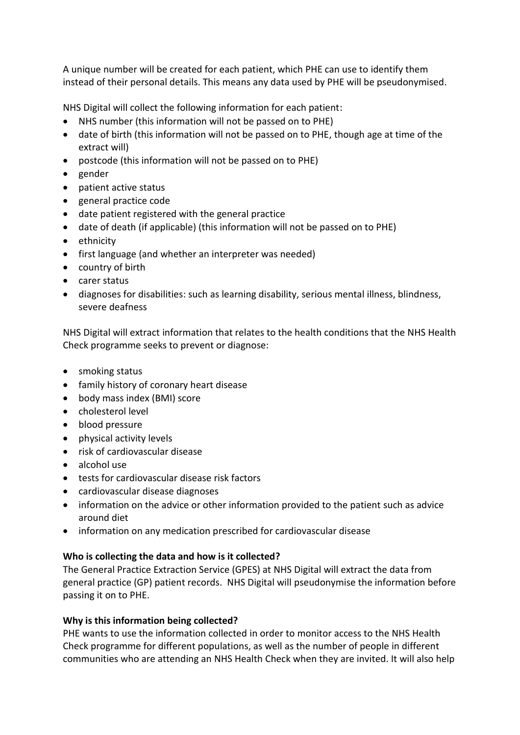A unique number will be created for each patient, which PHE can use to identify them instead of their personal details. This means any data used by PHE will be pseudonymised.

NHS Digital will collect the following information for each patient:

- NHS number (this information will not be passed on to PHE)
- date of birth (this information will not be passed on to PHE, though age at time of the extract will)
- postcode (this information will not be passed on to PHE)
- gender
- patient active status
- general practice code
- date patient registered with the general practice
- date of death (if applicable) (this information will not be passed on to PHE)
- ethnicity
- first language (and whether an interpreter was needed)
- country of birth
- carer status
- diagnoses for disabilities: such as learning disability, serious mental illness, blindness, severe deafness

NHS Digital will extract information that relates to the health conditions that the NHS Health Check programme seeks to prevent or diagnose:

- smoking status
- family history of coronary heart disease
- body mass index (BMI) score
- cholesterol level
- blood pressure
- physical activity levels
- risk of cardiovascular disease
- alcohol use
- tests for cardiovascular disease risk factors
- cardiovascular disease diagnoses
- information on the advice or other information provided to the patient such as advice around diet
- information on any medication prescribed for cardiovascular disease

**Who is collecting the data and how is it collected?**

The General Practice Extraction Service (GPES) at NHS Digital will extract the data from general practice (GP) patient records. NHS Digital will pseudonymise the information before passing it on to PHE.

**Why is this information being collected?**

PHE wants to use the information collected in order to monitor access to the NHS Health Check programme for different populations, as well as the number of people in different communities who are attending an NHS Health Check when they are invited. It will also help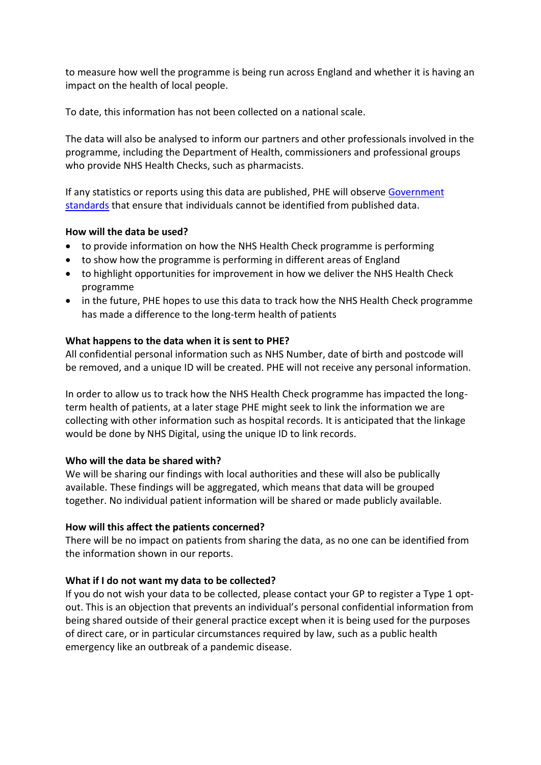to measure how well the programme is being run across England and whether it is having an impact on the health of local people.

To date, this information has not been collected on a national scale.

The data will also be analysed to inform our partners and other professionals involved in the programme, including the Department of Health, commissioners and professional groups who provide NHS Health Checks, such as pharmacists.

If any statistics or reports using this data are published, PHE will observe Government standards that ensure that individuals cannot be identified from published data.

**How will the data be used?**

- to provide information on how the NHS Health Check programme is performing
- to show how the programme is performing in different areas of England
- to highlight opportunities for improvement in how we deliver the NHS Health Check programme
- in the future, PHE hopes to use this data to track how the NHS Health Check programme has made a difference to the long-term health of patients

**What happens to the data when it is sent to PHE?**

All confidential personal information such as NHS Number, date of birth and postcode will be removed, and a unique ID will be created. PHE will not receive any personal information.

In order to allow us to track how the NHS Health Check programme has impacted the long-term health of patients, at a later stage PHE might seek to link the information we are collecting with other information such as hospital records. It is anticipated that the linkage would be done by NHS Digital, using the unique ID to link records.

**Who will the data be shared with?**

We will be sharing our findings with local authorities and these will also be publically available. These findings will be aggregated, which means that data will be grouped together. No individual patient information will be shared or made publicly available.

**How will this affect the patients concerned?**

There will be no impact on patients from sharing the data, as no one can be identified from the information shown in our reports.

**What if I do not want my data to be collected?**

If you do not wish your data to be collected, please contact your GP to register a Type 1 opt-out. This is an objection that prevents an individual's personal confidential information from being shared outside of their general practice except when it is being used for the purposes of direct care, or in particular circumstances required by law, such as a public health emergency like an outbreak of a pandemic disease.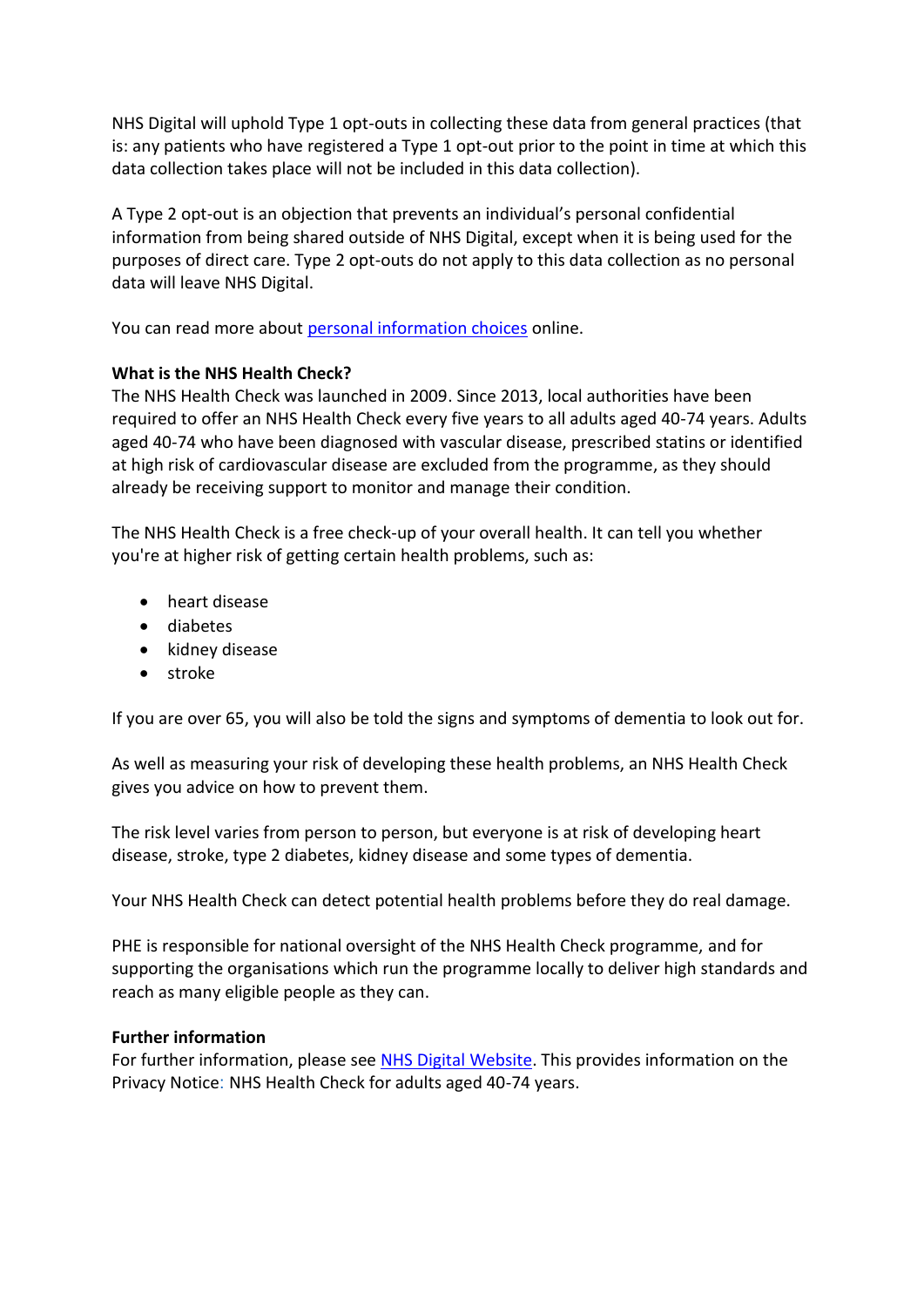NHS Digital will uphold Type 1 opt-outs in collecting these data from general practices (that is: any patients who have registered a Type 1 opt-out prior to the point in time at which this data collection takes place will not be included in this data collection).

A Type 2 opt-out is an objection that prevents an individual's personal confidential information from being shared outside of NHS Digital, except when it is being used for the purposes of direct care. Type 2 opt-outs do not apply to this data collection as no personal data will leave NHS Digital.

You can read more about personal information choices online.

**What is the NHS Health Check?**

The NHS Health Check was launched in 2009. Since 2013, local authorities have been required to offer an NHS Health Check every five years to all adults aged 40-74 years. Adults aged 40-74 who have been diagnosed with vascular disease, prescribed statins or identified at high risk of cardiovascular disease are excluded from the programme, as they should already be receiving support to monitor and manage their condition.

The NHS Health Check is a free check-up of your overall health. It can tell you whether you're at higher risk of getting certain health problems, such as:

- heart disease
- diabetes
- kidney disease
- stroke

If you are over 65, you will also be told the signs and symptoms of dementia to look out for.

As well as measuring your risk of developing these health problems, an NHS Health Check gives you advice on how to prevent them.

The risk level varies from person to person, but everyone is at risk of developing heart disease, stroke, type 2 diabetes, kidney disease and some types of dementia.

Your NHS Health Check can detect potential health problems before they do real damage.

PHE is responsible for national oversight of the NHS Health Check programme, and for supporting the organisations which run the programme locally to deliver high standards and reach as many eligible people as they can.

**Further information**

For further information, please see NHS Digital Website. This provides information on the Privacy Notice: NHS Health Check for adults aged 40-74 years.